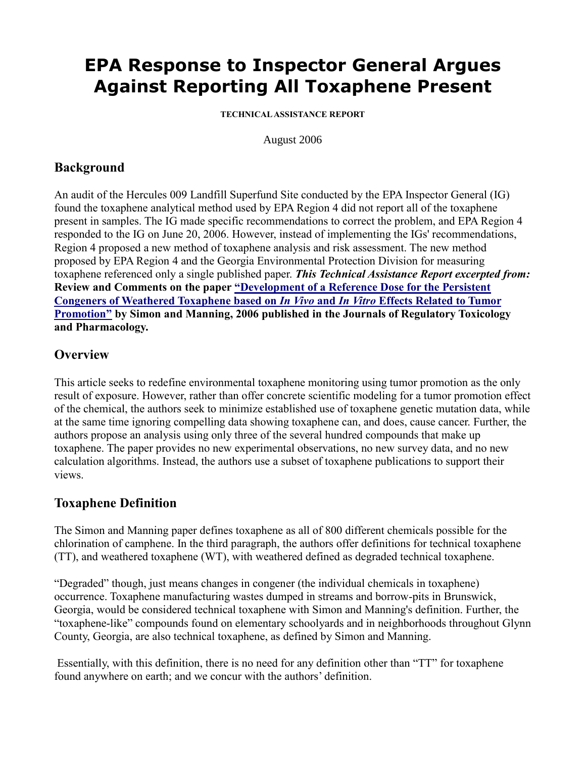# EPA Response to Inspector General Argues Against Reporting All Toxaphene Present

**TECHNICAL ASSISTANCE REPORT**

August 2006

## Background

An audit of the Hercules 009 Landfill Superfund Site conducted by the EPA Inspector General (IG) found the toxaphene analytical method used by EPA Region 4 did not report all of the toxaphene present in samples. The IG made specific recommendations to correct the problem, and EPA Region 4 responded to the IG on June 20, 2006. However, instead of implementing the IGs' recommendations, Region 4 proposed a new method of toxaphene analysis and risk assessment. The new method proposed by EPA Region 4 and the Georgia Environmental Protection Division for measuring toxaphene referenced only a single published paper. ***This Technical Assistance Report excerpted from:*** **Review and Comments on the paper "Development of a Reference Dose for the Persistent Congeners of Weathered Toxaphene based on *In Vivo* and *In Vitro* Effects Related to Tumor Promotion" by Simon and Manning, 2006 published in the Journals of Regulatory Toxicology and Pharmacology.**

## Overview

This article seeks to redefine environmental toxaphene monitoring using tumor promotion as the only result of exposure. However, rather than offer concrete scientific modeling for a tumor promotion effect of the chemical, the authors seek to minimize established use of toxaphene genetic mutation data, while at the same time ignoring compelling data showing toxaphene can, and does, cause cancer. Further, the authors propose an analysis using only three of the several hundred compounds that make up toxaphene. The paper provides no new experimental observations, no new survey data, and no new calculation algorithms. Instead, the authors use a subset of toxaphene publications to support their views.

## Toxaphene Definition

The Simon and Manning paper defines toxaphene as all of 800 different chemicals possible for the chlorination of camphene. In the third paragraph, the authors offer definitions for technical toxaphene (TT), and weathered toxaphene (WT), with weathered defined as degraded technical toxaphene.

"Degraded" though, just means changes in congener (the individual chemicals in toxaphene) occurrence. Toxaphene manufacturing wastes dumped in streams and borrow-pits in Brunswick, Georgia, would be considered technical toxaphene with Simon and Manning's definition. Further, the "toxaphene-like" compounds found on elementary schoolyards and in neighborhoods throughout Glynn County, Georgia, are also technical toxaphene, as defined by Simon and Manning.

Essentially, with this definition, there is no need for any definition other than "TT" for toxaphene found anywhere on earth; and we concur with the authors' definition.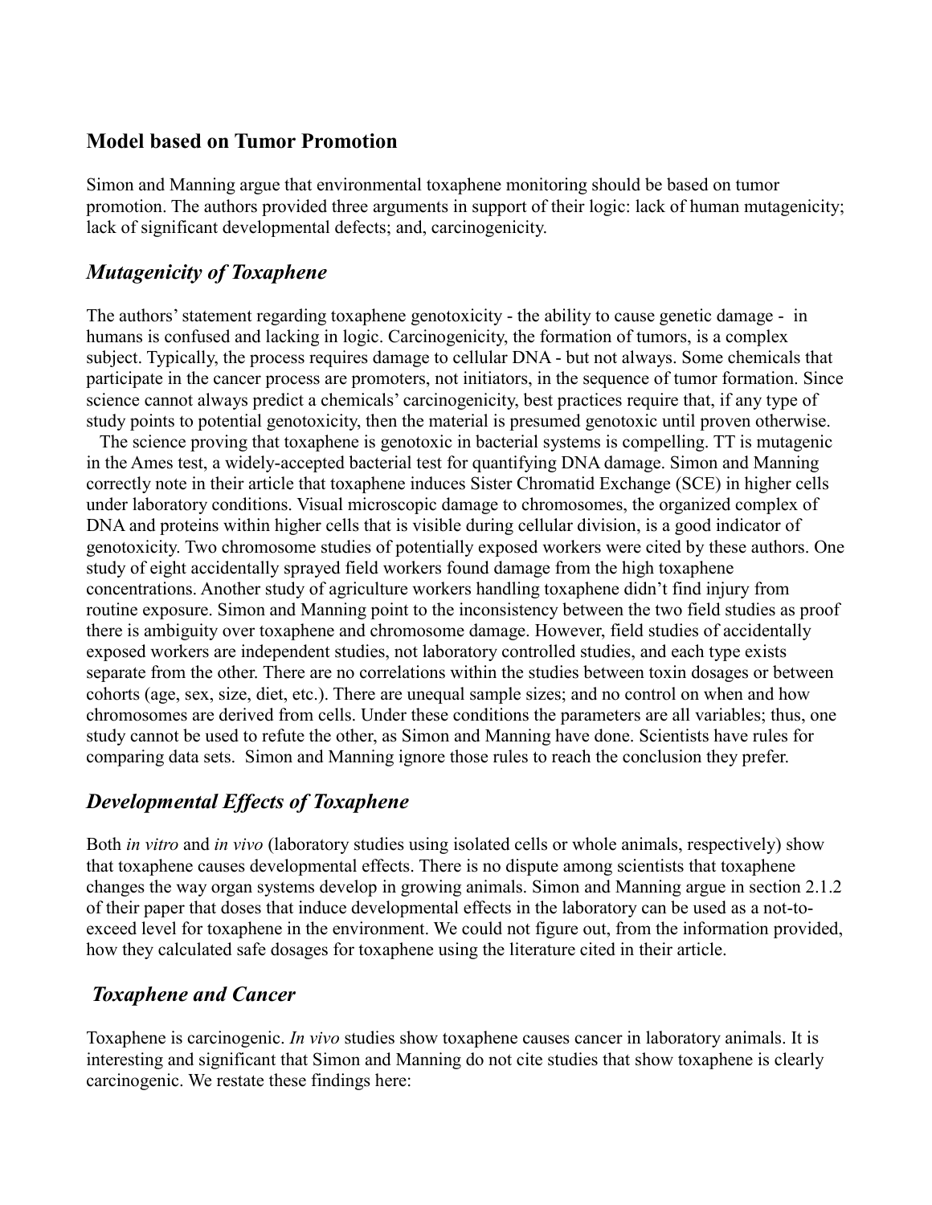## Model based on Tumor Promotion

Simon and Manning argue that environmental toxaphene monitoring should be based on tumor promotion. The authors provided three arguments in support of their logic: lack of human mutagenicity; lack of significant developmental defects; and, carcinogenicity.

### *Mutagenicity of Toxaphene*

The authors' statement regarding toxaphene genotoxicity - the ability to cause genetic damage - in humans is confused and lacking in logic. Carcinogenicity, the formation of tumors, is a complex subject. Typically, the process requires damage to cellular DNA - but not always. Some chemicals that participate in the cancer process are promoters, not initiators, in the sequence of tumor formation. Since science cannot always predict a chemicals' carcinogenicity, best practices require that, if any type of study points to potential genotoxicity, then the material is presumed genotoxic until proven otherwise.

The science proving that toxaphene is genotoxic in bacterial systems is compelling. TT is mutagenic in the Ames test, a widely-accepted bacterial test for quantifying DNA damage. Simon and Manning correctly note in their article that toxaphene induces Sister Chromatid Exchange (SCE) in higher cells under laboratory conditions. Visual microscopic damage to chromosomes, the organized complex of DNA and proteins within higher cells that is visible during cellular division, is a good indicator of genotoxicity. Two chromosome studies of potentially exposed workers were cited by these authors. One study of eight accidentally sprayed field workers found damage from the high toxaphene concentrations. Another study of agriculture workers handling toxaphene didn't find injury from routine exposure. Simon and Manning point to the inconsistency between the two field studies as proof there is ambiguity over toxaphene and chromosome damage. However, field studies of accidentally exposed workers are independent studies, not laboratory controlled studies, and each type exists separate from the other. There are no correlations within the studies between toxin dosages or between cohorts (age, sex, size, diet, etc.). There are unequal sample sizes; and no control on when and how chromosomes are derived from cells. Under these conditions the parameters are all variables; thus, one study cannot be used to refute the other, as Simon and Manning have done. Scientists have rules for comparing data sets. Simon and Manning ignore those rules to reach the conclusion they prefer.

### *Developmental Effects of Toxaphene*

Both *in vitro* and *in vivo* (laboratory studies using isolated cells or whole animals, respectively) show that toxaphene causes developmental effects. There is no dispute among scientists that toxaphene changes the way organ systems develop in growing animals. Simon and Manning argue in section 2.1.2 of their paper that doses that induce developmental effects in the laboratory can be used as a not-to-exceed level for toxaphene in the environment. We could not figure out, from the information provided, how they calculated safe dosages for toxaphene using the literature cited in their article.

### *Toxaphene and Cancer*

Toxaphene is carcinogenic. *In vivo* studies show toxaphene causes cancer in laboratory animals. It is interesting and significant that Simon and Manning do not cite studies that show toxaphene is clearly carcinogenic. We restate these findings here: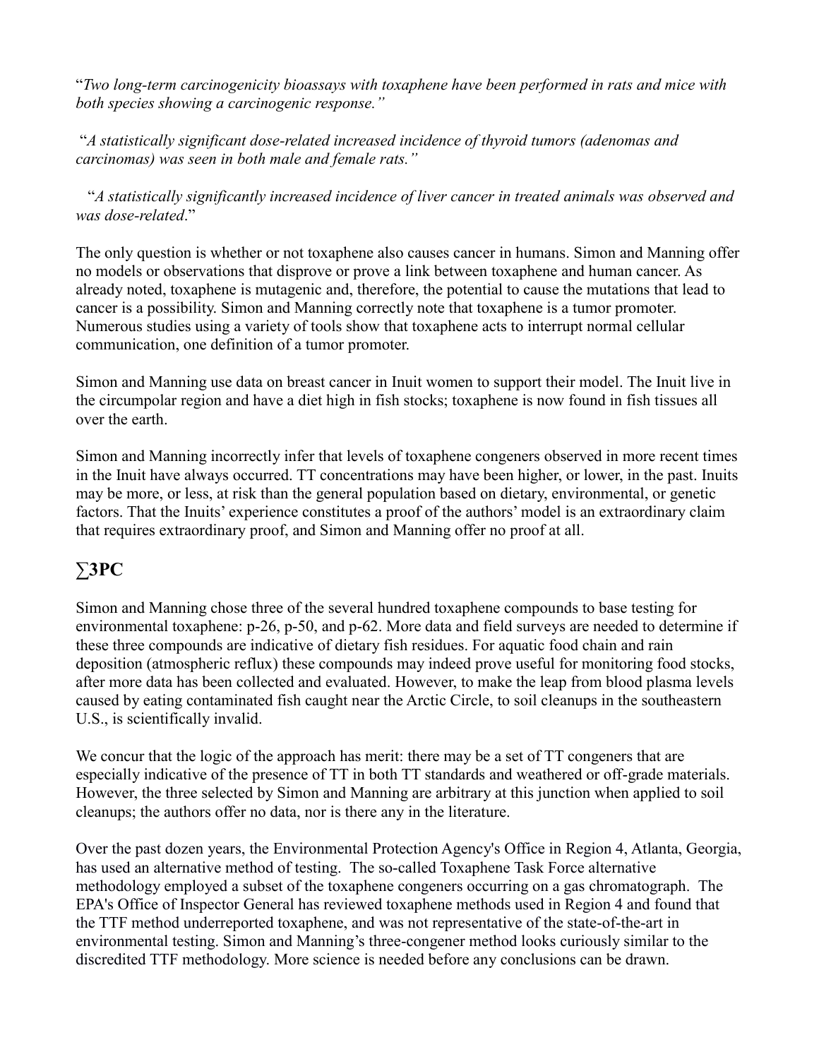"*Two long-term carcinogenicity bioassays with toxaphene have been performed in rats and mice with both species showing a carcinogenic response.*"

"*A statistically significant dose-related increased incidence of thyroid tumors (adenomas and carcinomas) was seen in both male and female rats.*"

"*A statistically significantly increased incidence of liver cancer in treated animals was observed and was dose-related*."

The only question is whether or not toxaphene also causes cancer in humans. Simon and Manning offer no models or observations that disprove or prove a link between toxaphene and human cancer. As already noted, toxaphene is mutagenic and, therefore, the potential to cause the mutations that lead to cancer is a possibility. Simon and Manning correctly note that toxaphene is a tumor promoter. Numerous studies using a variety of tools show that toxaphene acts to interrupt normal cellular communication, one definition of a tumor promoter.

Simon and Manning use data on breast cancer in Inuit women to support their model. The Inuit live in the circumpolar region and have a diet high in fish stocks; toxaphene is now found in fish tissues all over the earth.

Simon and Manning incorrectly infer that levels of toxaphene congeners observed in more recent times in the Inuit have always occurred. TT concentrations may have been higher, or lower, in the past. Inuits may be more, or less, at risk than the general population based on dietary, environmental, or genetic factors. That the Inuits' experience constitutes a proof of the authors' model is an extraordinary claim that requires extraordinary proof, and Simon and Manning offer no proof at all.

## ∑3PC

Simon and Manning chose three of the several hundred toxaphene compounds to base testing for environmental toxaphene: p-26, p-50, and p-62. More data and field surveys are needed to determine if these three compounds are indicative of dietary fish residues. For aquatic food chain and rain deposition (atmospheric reflux) these compounds may indeed prove useful for monitoring food stocks, after more data has been collected and evaluated. However, to make the leap from blood plasma levels caused by eating contaminated fish caught near the Arctic Circle, to soil cleanups in the southeastern U.S., is scientifically invalid.

We concur that the logic of the approach has merit: there may be a set of TT congeners that are especially indicative of the presence of TT in both TT standards and weathered or off-grade materials. However, the three selected by Simon and Manning are arbitrary at this junction when applied to soil cleanups; the authors offer no data, nor is there any in the literature.

Over the past dozen years, the Environmental Protection Agency's Office in Region 4, Atlanta, Georgia, has used an alternative method of testing. The so-called Toxaphene Task Force alternative methodology employed a subset of the toxaphene congeners occurring on a gas chromatograph. The EPA's Office of Inspector General has reviewed toxaphene methods used in Region 4 and found that the TTF method underreported toxaphene, and was not representative of the state-of-the-art in environmental testing. Simon and Manning's three-congener method looks curiously similar to the discredited TTF methodology. More science is needed before any conclusions can be drawn.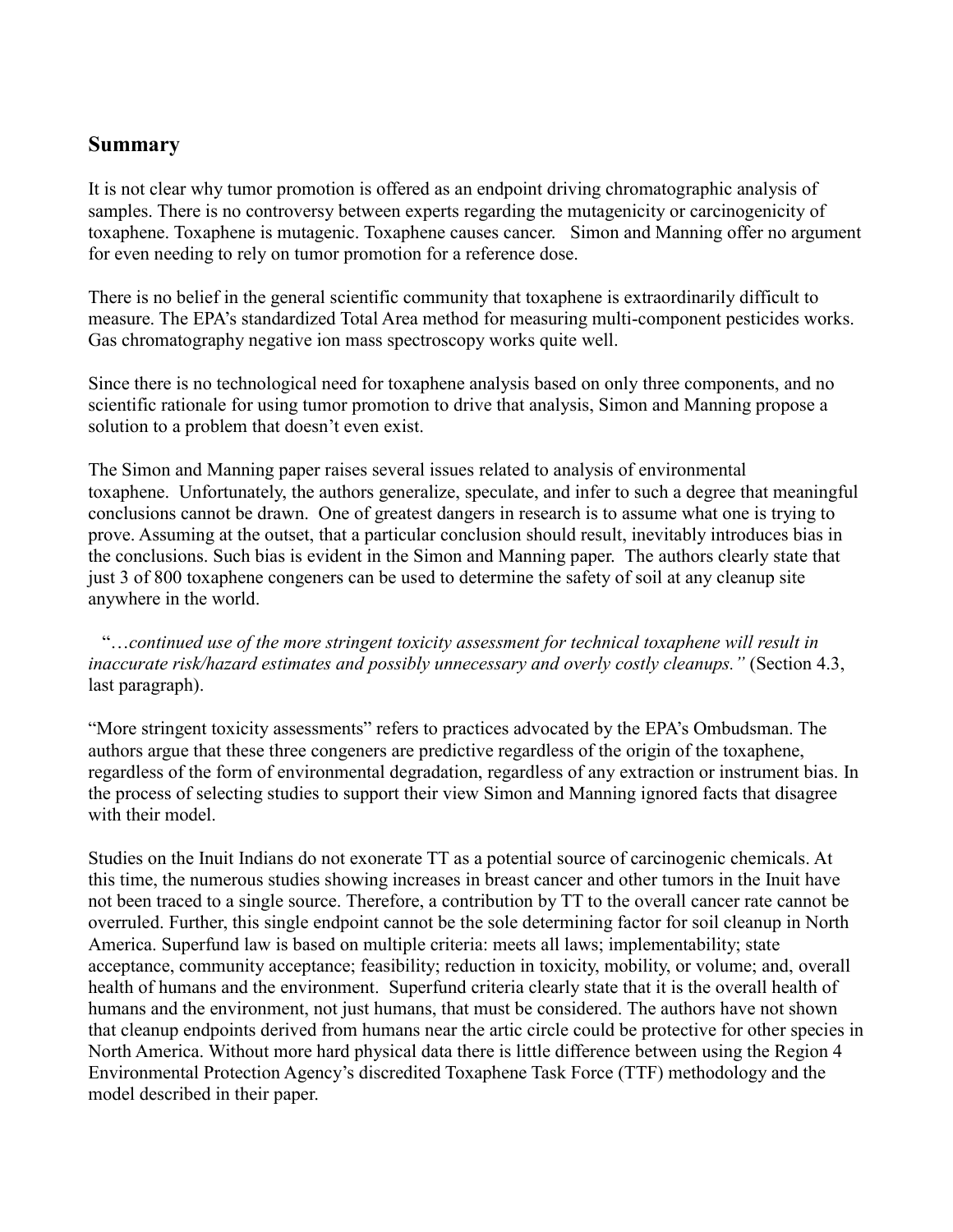## Summary

It is not clear why tumor promotion is offered as an endpoint driving chromatographic analysis of samples. There is no controversy between experts regarding the mutagenicity or carcinogenicity of toxaphene. Toxaphene is mutagenic. Toxaphene causes cancer. Simon and Manning offer no argument for even needing to rely on tumor promotion for a reference dose.

There is no belief in the general scientific community that toxaphene is extraordinarily difficult to measure. The EPA's standardized Total Area method for measuring multi-component pesticides works. Gas chromatography negative ion mass spectroscopy works quite well.

Since there is no technological need for toxaphene analysis based on only three components, and no scientific rationale for using tumor promotion to drive that analysis, Simon and Manning propose a solution to a problem that doesn't even exist.

The Simon and Manning paper raises several issues related to analysis of environmental toxaphene. Unfortunately, the authors generalize, speculate, and infer to such a degree that meaningful conclusions cannot be drawn. One of greatest dangers in research is to assume what one is trying to prove. Assuming at the outset, that a particular conclusion should result, inevitably introduces bias in the conclusions. Such bias is evident in the Simon and Manning paper. The authors clearly state that just 3 of 800 toxaphene congeners can be used to determine the safety of soil at any cleanup site anywhere in the world.

"…*continued use of the more stringent toxicity assessment for technical toxaphene will result in inaccurate risk/hazard estimates and possibly unnecessary and overly costly cleanups."* (Section 4.3, last paragraph).

"More stringent toxicity assessments" refers to practices advocated by the EPA's Ombudsman. The authors argue that these three congeners are predictive regardless of the origin of the toxaphene, regardless of the form of environmental degradation, regardless of any extraction or instrument bias. In the process of selecting studies to support their view Simon and Manning ignored facts that disagree with their model.

Studies on the Inuit Indians do not exonerate TT as a potential source of carcinogenic chemicals. At this time, the numerous studies showing increases in breast cancer and other tumors in the Inuit have not been traced to a single source. Therefore, a contribution by TT to the overall cancer rate cannot be overruled. Further, this single endpoint cannot be the sole determining factor for soil cleanup in North America. Superfund law is based on multiple criteria: meets all laws; implementability; state acceptance, community acceptance; feasibility; reduction in toxicity, mobility, or volume; and, overall health of humans and the environment. Superfund criteria clearly state that it is the overall health of humans and the environment, not just humans, that must be considered. The authors have not shown that cleanup endpoints derived from humans near the artic circle could be protective for other species in North America. Without more hard physical data there is little difference between using the Region 4 Environmental Protection Agency's discredited Toxaphene Task Force (TTF) methodology and the model described in their paper.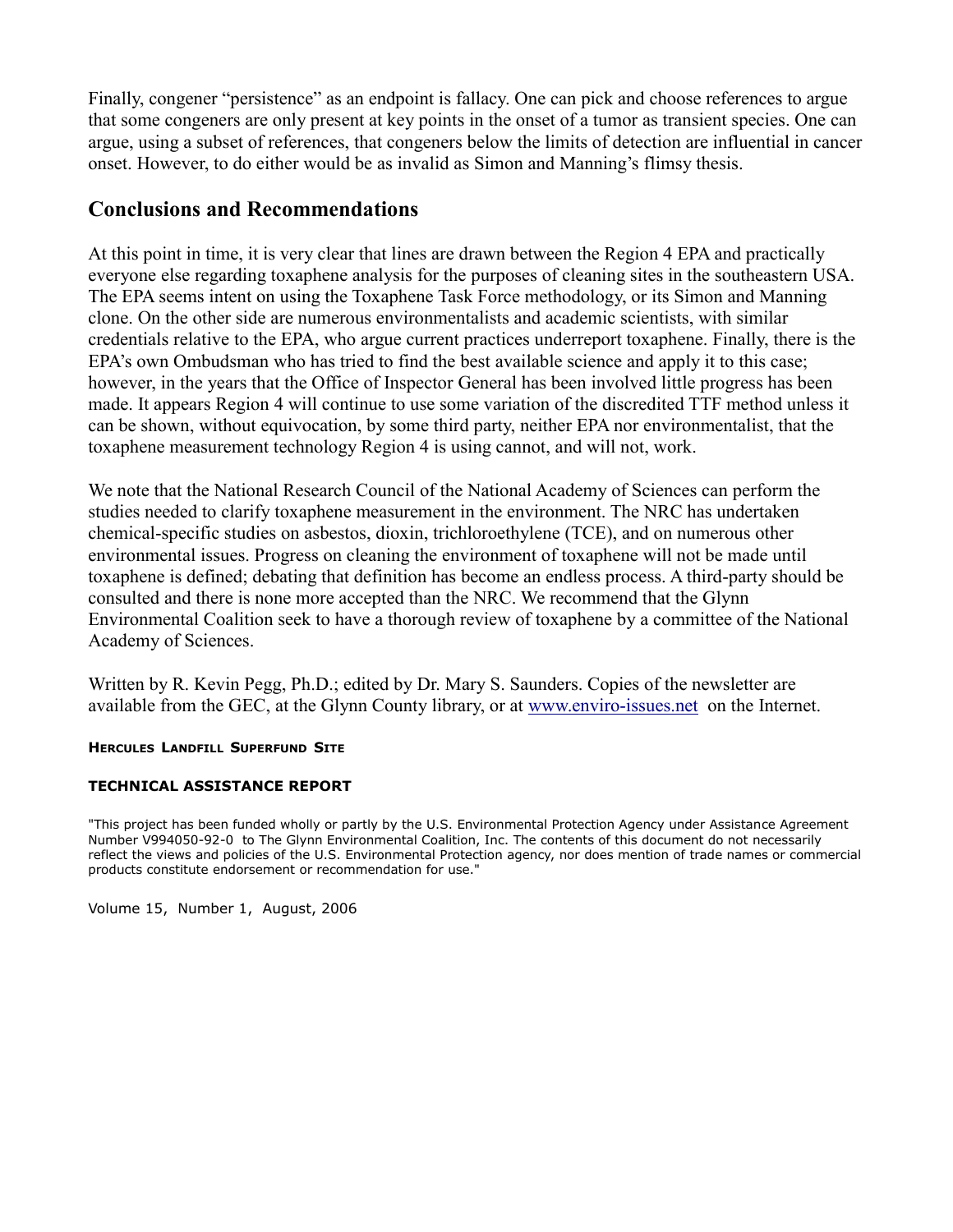Finally, congener "persistence" as an endpoint is fallacy. One can pick and choose references to argue that some congeners are only present at key points in the onset of a tumor as transient species. One can argue, using a subset of references, that congeners below the limits of detection are influential in cancer onset. However, to do either would be as invalid as Simon and Manning's flimsy thesis.

## Conclusions and Recommendations

At this point in time, it is very clear that lines are drawn between the Region 4 EPA and practically everyone else regarding toxaphene analysis for the purposes of cleaning sites in the southeastern USA. The EPA seems intent on using the Toxaphene Task Force methodology, or its Simon and Manning clone. On the other side are numerous environmentalists and academic scientists, with similar credentials relative to the EPA, who argue current practices underreport toxaphene. Finally, there is the EPA's own Ombudsman who has tried to find the best available science and apply it to this case; however, in the years that the Office of Inspector General has been involved little progress has been made. It appears Region 4 will continue to use some variation of the discredited TTF method unless it can be shown, without equivocation, by some third party, neither EPA nor environmentalist, that the toxaphene measurement technology Region 4 is using cannot, and will not, work.

We note that the National Research Council of the National Academy of Sciences can perform the studies needed to clarify toxaphene measurement in the environment. The NRC has undertaken chemical-specific studies on asbestos, dioxin, trichloroethylene (TCE), and on numerous other environmental issues. Progress on cleaning the environment of toxaphene will not be made until toxaphene is defined; debating that definition has become an endless process. A third-party should be consulted and there is none more accepted than the NRC. We recommend that the Glynn Environmental Coalition seek to have a thorough review of toxaphene by a committee of the National Academy of Sciences.

Written by R. Kevin Pegg, Ph.D.; edited by Dr. Mary S. Saunders. Copies of the newsletter are available from the GEC, at the Glynn County library, or at www.enviro-issues.net on the Internet.

**HERCULES LANDFILL SUPERFUND SITE**

**TECHNICAL ASSISTANCE REPORT**

"This project has been funded wholly or partly by the U.S. Environmental Protection Agency under Assistance Agreement Number V994050-92-0 to The Glynn Environmental Coalition, Inc. The contents of this document do not necessarily reflect the views and policies of the U.S. Environmental Protection agency, nor does mention of trade names or commercial products constitute endorsement or recommendation for use."

Volume 15, Number 1, August, 2006